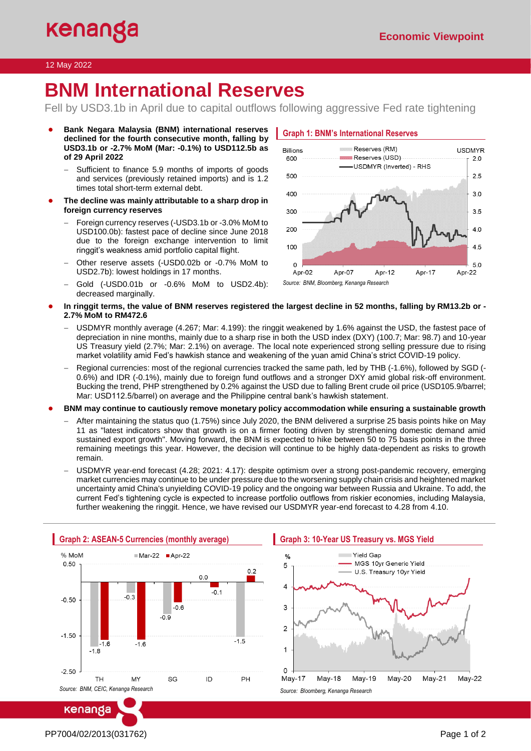Economic Viewpoint

12 May 2022

# BNM International Reserves

Fell by USD3.1b in April due to capital outflows following aggressive Fed rate tightening

- **Bank Negara Malaysia (BNM) international reserves declined for the fourth consecutive month, falling by USD3.1b or -2.7% MoM (Mar: -0.1%) to USD112.5b as of 29 April 2022**
  - Sufficient to finance 5.9 months of imports of goods and services (previously retained imports) and is 1.2 times total short-term external debt.
- **The decline was mainly attributable to a sharp drop in foreign currency reserves**
  - Foreign currency reserves (-USD3.1b or -3.0% MoM to USD100.0b): fastest pace of decline since June 2018 due to the foreign exchange intervention to limit ringgit's weakness amid portfolio capital flight.
  - Other reserve assets (-USD0.02b or -0.7% MoM to USD2.7b): lowest holdings in 17 months.
  - Gold (-USD0.01b or -0.6% MoM to USD2.4b): decreased marginally.

**Graph 1: BNM's International Reserves**

Source: BNM, Bloomberg, Kenanga Research

- **In ringgit terms, the value of BNM reserves registered the largest decline in 52 months, falling by RM13.2b or -2.7% MoM to RM472.6**
  - USDMYR monthly average (4.267; Mar: 4.199): the ringgit weakened by 1.6% against the USD, the fastest pace of depreciation in nine months, mainly due to a sharp rise in both the USD index (DXY) (100.7; Mar: 98.7) and 10-year US Treasury yield (2.7%; Mar: 2.1%) on average. The local note experienced strong selling pressure due to rising market volatility amid Fed's hawkish stance and weakening of the yuan amid China's strict COVID-19 policy.
  - Regional currencies: most of the regional currencies tracked the same path, led by THB (-1.6%), followed by SGD (-0.6%) and IDR (-0.1%), mainly due to foreign fund outflows and a stronger DXY amid global risk-off environment. Bucking the trend, PHP strengthened by 0.2% against the USD due to falling Brent crude oil price (USD105.9/barrel; Mar: USD112.5/barrel) on average and the Philippine central bank's hawkish statement.
- **BNM may continue to cautiously remove monetary policy accommodation while ensuring a sustainable growth**
  - After maintaining the status quo (1.75%) since July 2020, the BNM delivered a surprise 25 basis points hike on May 11 as "latest indicators show that growth is on a firmer footing driven by strengthening domestic demand amid sustained export growth". Moving forward, the BNM is expected to hike between 50 to 75 basis points in the three remaining meetings this year. However, the decision will continue to be highly data-dependent as risks to growth remain.
  - USDMYR year-end forecast (4.28; 2021: 4.17): despite optimism over a strong post-pandemic recovery, emerging market currencies may continue to be under pressure due to the worsening supply chain crisis and heightened market uncertainty amid China's unyielding COVID-19 policy and the ongoing war between Russia and Ukraine. To add, the current Fed's tightening cycle is expected to increase portfolio outflows from riskier economies, including Malaysia, further weakening the ringgit. Hence, we have revised our USDMYR year-end forecast to 4.28 from 4.10.

**Graph 2: ASEAN-5 Currencies (monthly average)**

| % MoM | TH | MY | SG | ID | PH |
|---|---|---|---|---|---|
| Mar-22 | -1.8 | -0.3 | -0.9 | 0.0 | -1.5 |
| Apr-22 | -1.6 | -1.6 | -0.6 | -0.1 | 0.2 |

Source: BNM, CEIC, Kenanga Research

**Graph 3: 10-Year US Treasury vs. MGS Yield**

Source: Bloomberg, Kenanga Research

PP7004/02/2013(031762)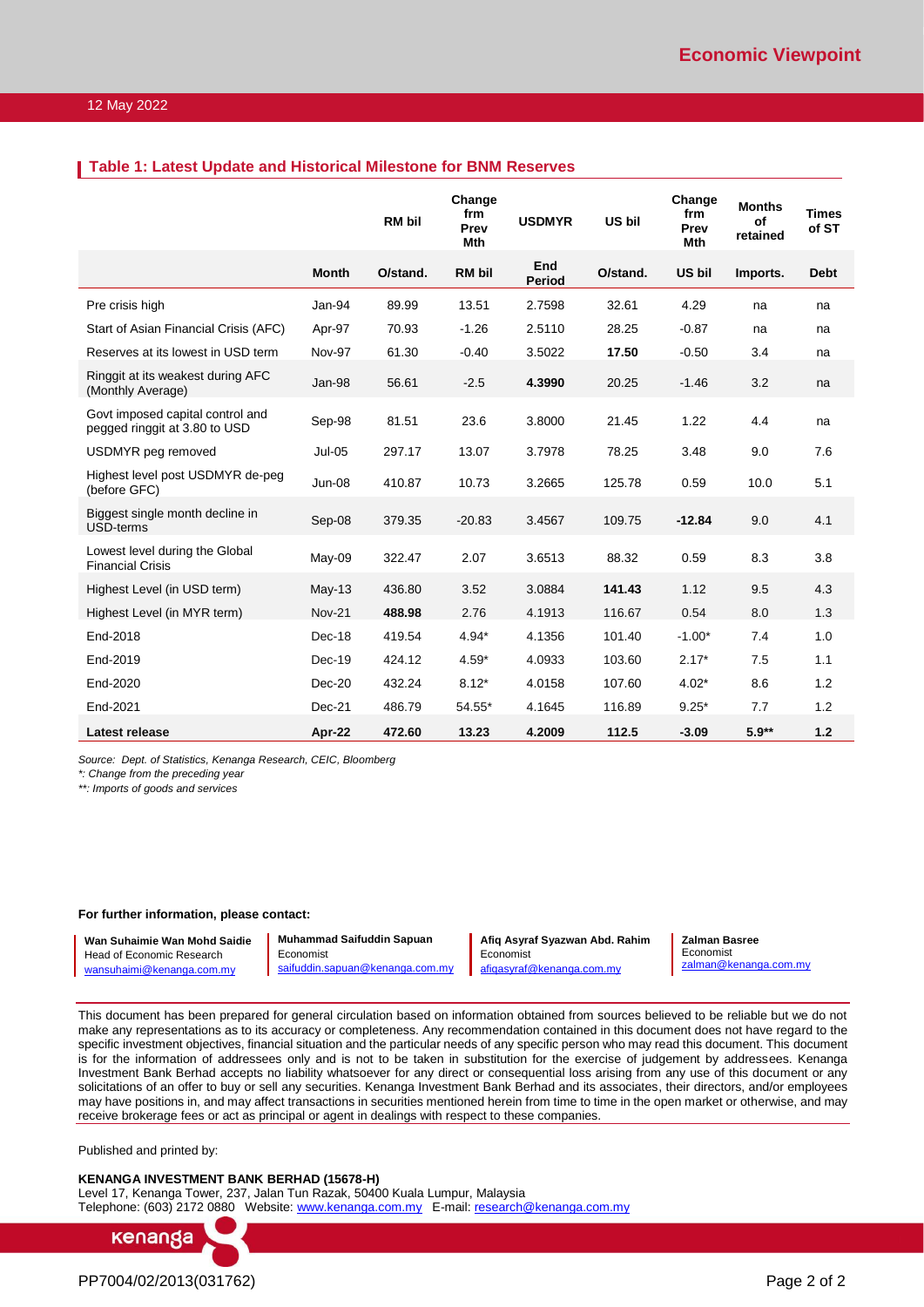## Table 1: Latest Update and Historical Milestone for BNM Reserves

| | | RM bil | Change frm Prev Mth | USDMYR | US bil | Change frm Prev Mth | Months of retained | Times of ST |
|---|---|---|---|---|---|---|---|---|
| | **Month** | **O/stand.** | **RM bil** | **End Period** | **O/stand.** | **US bil** | **Imports.** | **Debt** |
| Pre crisis high | Jan-94 | 89.99 | 13.51 | 2.7598 | 32.61 | 4.29 | na | na |
| Start of Asian Financial Crisis (AFC) | Apr-97 | 70.93 | -1.26 | 2.5110 | 28.25 | -0.87 | na | na |
| Reserves at its lowest in USD term | Nov-97 | 61.30 | -0.40 | 3.5022 | **17.50** | -0.50 | 3.4 | na |
| Ringgit at its weakest during AFC (Monthly Average) | Jan-98 | 56.61 | -2.5 | **4.3990** | 20.25 | -1.46 | 3.2 | na |
| Govt imposed capital control and pegged ringgit at 3.80 to USD | Sep-98 | 81.51 | 23.6 | 3.8000 | 21.45 | 1.22 | 4.4 | na |
| USDMYR peg removed | Jul-05 | 297.17 | 13.07 | 3.7978 | 78.25 | 3.48 | 9.0 | 7.6 |
| Highest level post USDMYR de-peg (before GFC) | Jun-08 | 410.87 | 10.73 | 3.2665 | 125.78 | 0.59 | 10.0 | 5.1 |
| Biggest single month decline in USD-terms | Sep-08 | 379.35 | -20.83 | 3.4567 | 109.75 | **-12.84** | 9.0 | 4.1 |
| Lowest level during the Global Financial Crisis | May-09 | 322.47 | 2.07 | 3.6513 | 88.32 | 0.59 | 8.3 | 3.8 |
| Highest Level (in USD term) | May-13 | 436.80 | 3.52 | 3.0884 | **141.43** | 1.12 | 9.5 | 4.3 |
| Highest Level (in MYR term) | Nov-21 | **488.98** | 2.76 | 4.1913 | 116.67 | 0.54 | 8.0 | 1.3 |
| End-2018 | Dec-18 | 419.54 | 4.94* | 4.1356 | 101.40 | -1.00* | 7.4 | 1.0 |
| End-2019 | Dec-19 | 424.12 | 4.59* | 4.0933 | 103.60 | 2.17* | 7.5 | 1.1 |
| End-2020 | Dec-20 | 432.24 | 8.12* | 4.0158 | 107.60 | 4.02* | 8.6 | 1.2 |
| End-2021 | Dec-21 | 486.79 | 54.55* | 4.1645 | 116.89 | 9.25* | 7.7 | 1.2 |
| **Latest release** | **Apr-22** | **472.60** | **13.23** | **4.2009** | **112.5** | **-3.09** | **5.9**** | **1.2** |

*Source: Dept. of Statistics, Kenanga Research, CEIC, Bloomberg*

*\*: Change from the preceding year*

*\*\*: Imports of goods and services*

**For further information, please contact:**

**Wan Suhaimie Wan Mohd Saidie**
Head of Economic Research
wansuhaimi@kenanga.com.my

**Muhammad Saifuddin Sapuan**
Economist
saifuddin.sapuan@kenanga.com.my

**Afiq Asyraf Syazwan Abd. Rahim**
Economist
afiqasyraf@kenanga.com.my

**Zalman Basree**
Economist
zalman@kenanga.com.my

This document has been prepared for general circulation based on information obtained from sources believed to be reliable but we do not make any representations as to its accuracy or completeness. Any recommendation contained in this document does not have regard to the specific investment objectives, the financial situation and the particular needs of any specific person who may read this document. This document is for the information of addressees only and is not to be taken in substitution for the exercise of judgement by addressees. Kenanga Investment Bank Berhad accepts no liability whatsoever for any direct or consequential loss arising from any use of this document or any solicitations of an offer to buy or sell any securities. Kenanga Investment Bank Berhad and its associates, their directors, and/or employees may have positions in, and may affect transactions in securities mentioned herein from time to time in the open market or otherwise, and may receive brokerage fees or act as principal or agent in dealings with respect to these companies.

Published and printed by:

**KENANGA INVESTMENT BANK BERHAD (15678-H)**
Level 17, Kenanga Tower, 237, Jalan Tun Razak, 50400 Kuala Lumpur, Malaysia
Telephone: (603) 2172 0880 Website: www.kenanga.com.my E-mail: research@kenanga.com.my

PP7004/02/2013(031762)